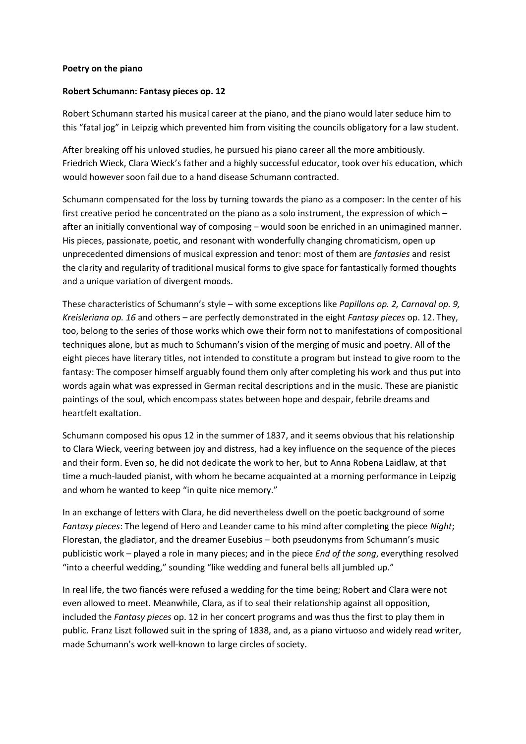**Poetry on the piano**

**Robert Schumann: Fantasy pieces op. 12**

Robert Schumann started his musical career at the piano, and the piano would later seduce him to this "fatal jog" in Leipzig which prevented him from visiting the councils obligatory for a law student.

After breaking off his unloved studies, he pursued his piano career all the more ambitiously. Friedrich Wieck, Clara Wieck's father and a highly successful educator, took over his education, which would however soon fail due to a hand disease Schumann contracted.

Schumann compensated for the loss by turning towards the piano as a composer: In the center of his first creative period he concentrated on the piano as a solo instrument, the expression of which – after an initially conventional way of composing – would soon be enriched in an unimagined manner. His pieces, passionate, poetic, and resonant with wonderfully changing chromaticism, open up unprecedented dimensions of musical expression and tenor: most of them are *fantasies* and resist the clarity and regularity of traditional musical forms to give space for fantastically formed thoughts and a unique variation of divergent moods.

These characteristics of Schumann's style – with some exceptions like *Papillons op. 2, Carnaval op. 9, Kreisleriana op. 16* and others – are perfectly demonstrated in the eight *Fantasy pieces* op. 12. They, too, belong to the series of those works which owe their form not to manifestations of compositional techniques alone, but as much to Schumann's vision of the merging of music and poetry. All of the eight pieces have literary titles, not intended to constitute a program but instead to give room to the fantasy: The composer himself arguably found them only after completing his work and thus put into words again what was expressed in German recital descriptions and in the music. These are pianistic paintings of the soul, which encompass states between hope and despair, febrile dreams and heartfelt exaltation.

Schumann composed his opus 12 in the summer of 1837, and it seems obvious that his relationship to Clara Wieck, veering between joy and distress, had a key influence on the sequence of the pieces and their form. Even so, he did not dedicate the work to her, but to Anna Robena Laidlaw, at that time a much-lauded pianist, with whom he became acquainted at a morning performance in Leipzig and whom he wanted to keep "in quite nice memory."

In an exchange of letters with Clara, he did nevertheless dwell on the poetic background of some *Fantasy pieces*: The legend of Hero and Leander came to his mind after completing the piece *Night*; Florestan, the gladiator, and the dreamer Eusebius – both pseudonyms from Schumann's music publicistic work – played a role in many pieces; and in the piece *End of the song*, everything resolved "into a cheerful wedding," sounding "like wedding and funeral bells all jumbled up."

In real life, the two fiancés were refused a wedding for the time being; Robert and Clara were not even allowed to meet. Meanwhile, Clara, as if to seal their relationship against all opposition, included the *Fantasy pieces* op. 12 in her concert programs and was thus the first to play them in public. Franz Liszt followed suit in the spring of 1838, and, as a piano virtuoso and widely read writer, made Schumann's work well-known to large circles of society.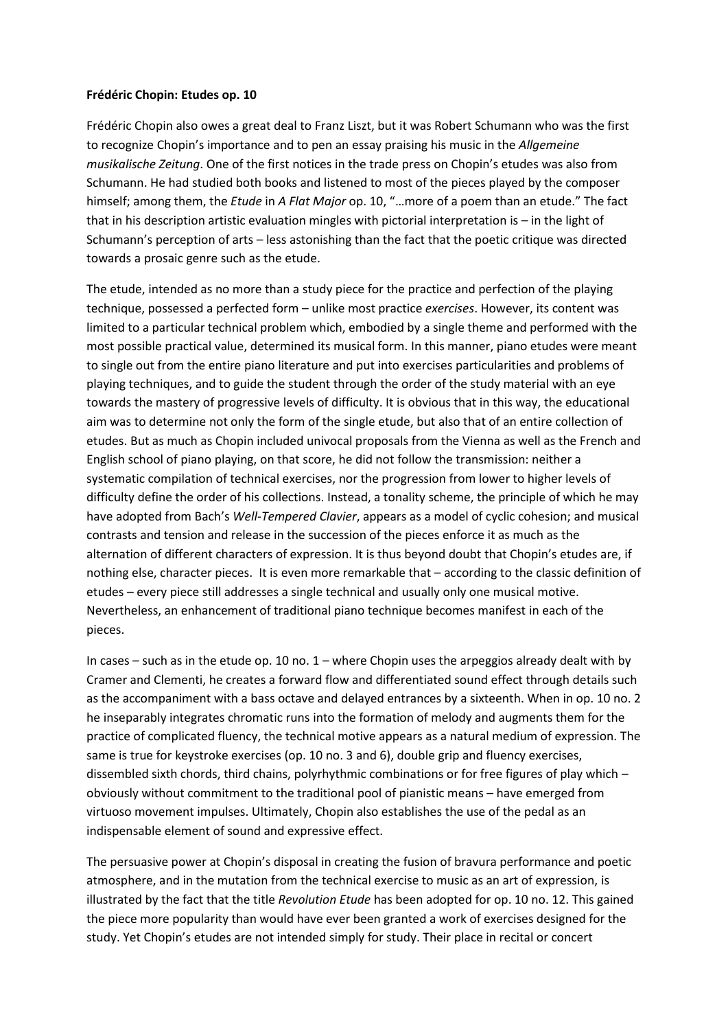**Frédéric Chopin: Etudes op. 10**

Frédéric Chopin also owes a great deal to Franz Liszt, but it was Robert Schumann who was the first to recognize Chopin's importance and to pen an essay praising his music in the *Allgemeine musikalische Zeitung*. One of the first notices in the trade press on Chopin's etudes was also from Schumann. He had studied both books and listened to most of the pieces played by the composer himself; among them, the *Etude* in *A Flat Major* op. 10, "…more of a poem than an etude." The fact that in his description artistic evaluation mingles with pictorial interpretation is – in the light of Schumann's perception of arts – less astonishing than the fact that the poetic critique was directed towards a prosaic genre such as the etude.

The etude, intended as no more than a study piece for the practice and perfection of the playing technique, possessed a perfected form – unlike most practice *exercises*. However, its content was limited to a particular technical problem which, embodied by a single theme and performed with the most possible practical value, determined its musical form. In this manner, piano etudes were meant to single out from the entire piano literature and put into exercises particularities and problems of playing techniques, and to guide the student through the order of the study material with an eye towards the mastery of progressive levels of difficulty. It is obvious that in this way, the educational aim was to determine not only the form of the single etude, but also that of an entire collection of etudes. But as much as Chopin included univocal proposals from the Vienna as well as the French and English school of piano playing, on that score, he did not follow the transmission: neither a systematic compilation of technical exercises, nor the progression from lower to higher levels of difficulty define the order of his collections. Instead, a tonality scheme, the principle of which he may have adopted from Bach's *Well-Tempered Clavier*, appears as a model of cyclic cohesion; and musical contrasts and tension and release in the succession of the pieces enforce it as much as the alternation of different characters of expression. It is thus beyond doubt that Chopin's etudes are, if nothing else, character pieces. It is even more remarkable that – according to the classic definition of etudes – every piece still addresses a single technical and usually only one musical motive. Nevertheless, an enhancement of traditional piano technique becomes manifest in each of the pieces.

In cases – such as in the etude op. 10 no. 1 – where Chopin uses the arpeggios already dealt with by Cramer and Clementi, he creates a forward flow and differentiated sound effect through details such as the accompaniment with a bass octave and delayed entrances by a sixteenth. When in op. 10 no. 2 he inseparably integrates chromatic runs into the formation of melody and augments them for the practice of complicated fluency, the technical motive appears as a natural medium of expression. The same is true for keystroke exercises (op. 10 no. 3 and 6), double grip and fluency exercises, dissembled sixth chords, third chains, polyrhythmic combinations or for free figures of play which – obviously without commitment to the traditional pool of pianistic means – have emerged from virtuoso movement impulses. Ultimately, Chopin also establishes the use of the pedal as an indispensable element of sound and expressive effect.

The persuasive power at Chopin's disposal in creating the fusion of bravura performance and poetic atmosphere, and in the mutation from the technical exercise to music as an art of expression, is illustrated by the fact that the title *Revolution Etude* has been adopted for op. 10 no. 12. This gained the piece more popularity than would have ever been granted a work of exercises designed for the study. Yet Chopin's etudes are not intended simply for study. Their place in recital or concert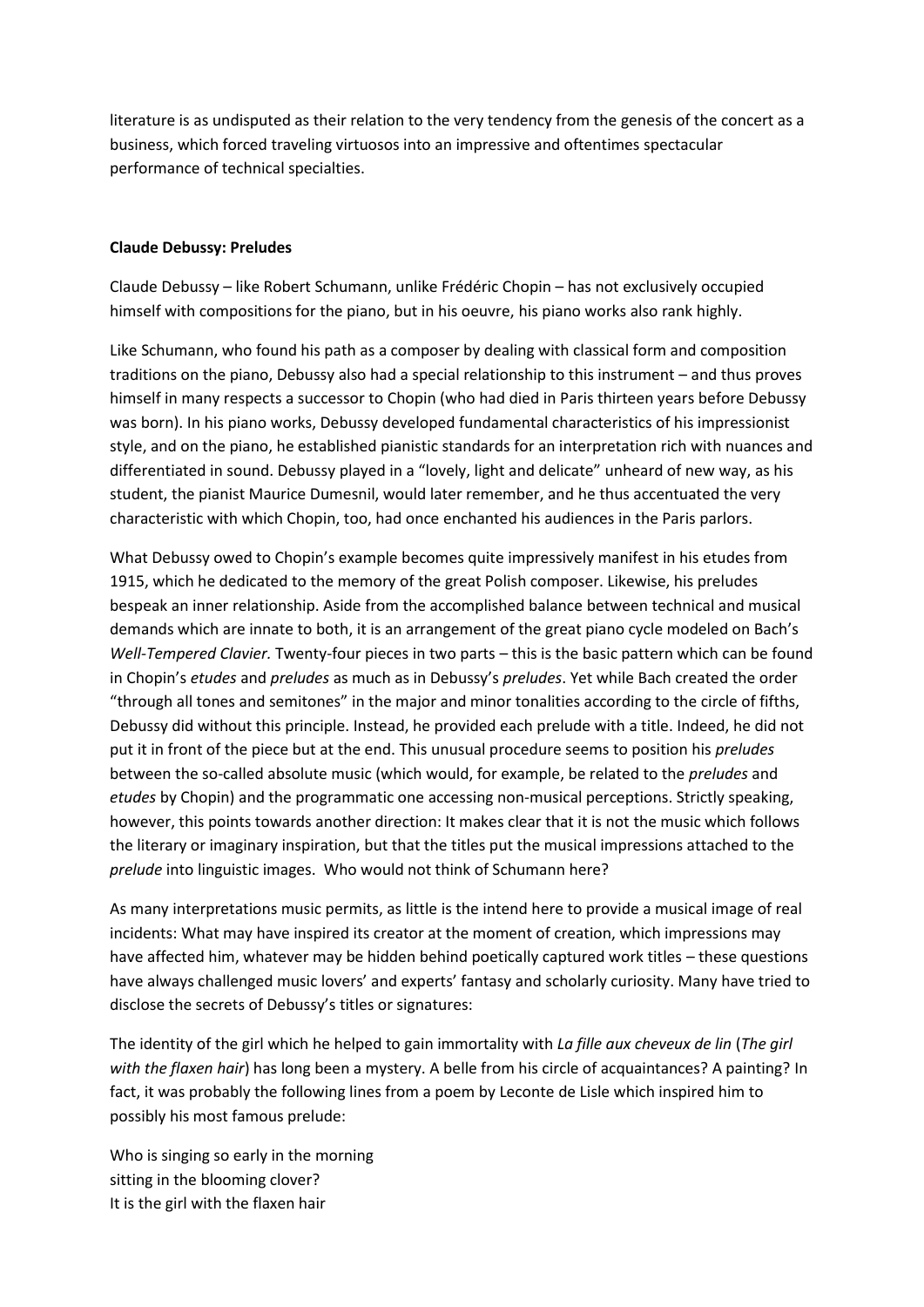literature is as undisputed as their relation to the very tendency from the genesis of the concert as a business, which forced traveling virtuosos into an impressive and oftentimes spectacular performance of technical specialties.

**Claude Debussy: Preludes**

Claude Debussy – like Robert Schumann, unlike Frédéric Chopin – has not exclusively occupied himself with compositions for the piano, but in his oeuvre, his piano works also rank highly.

Like Schumann, who found his path as a composer by dealing with classical form and composition traditions on the piano, Debussy also had a special relationship to this instrument – and thus proves himself in many respects a successor to Chopin (who had died in Paris thirteen years before Debussy was born). In his piano works, Debussy developed fundamental characteristics of his impressionist style, and on the piano, he established pianistic standards for an interpretation rich with nuances and differentiated in sound. Debussy played in a "lovely, light and delicate" unheard of new way, as his student, the pianist Maurice Dumesnil, would later remember, and he thus accentuated the very characteristic with which Chopin, too, had once enchanted his audiences in the Paris parlors.

What Debussy owed to Chopin's example becomes quite impressively manifest in his etudes from 1915, which he dedicated to the memory of the great Polish composer. Likewise, his preludes bespeak an inner relationship. Aside from the accomplished balance between technical and musical demands which are innate to both, it is an arrangement of the great piano cycle modeled on Bach's *Well-Tempered Clavier.* Twenty-four pieces in two parts – this is the basic pattern which can be found in Chopin's *etudes* and *preludes* as much as in Debussy's *preludes*. Yet while Bach created the order "through all tones and semitones" in the major and minor tonalities according to the circle of fifths, Debussy did without this principle. Instead, he provided each prelude with a title. Indeed, he did not put it in front of the piece but at the end. This unusual procedure seems to position his *preludes* between the so-called absolute music (which would, for example, be related to the *preludes* and *etudes* by Chopin) and the programmatic one accessing non-musical perceptions. Strictly speaking, however, this points towards another direction: It makes clear that it is not the music which follows the literary or imaginary inspiration, but that the titles put the musical impressions attached to the *prelude* into linguistic images. Who would not think of Schumann here?

As many interpretations music permits, as little is the intend here to provide a musical image of real incidents: What may have inspired its creator at the moment of creation, which impressions may have affected him, whatever may be hidden behind poetically captured work titles – these questions have always challenged music lovers' and experts' fantasy and scholarly curiosity. Many have tried to disclose the secrets of Debussy's titles or signatures:

The identity of the girl which he helped to gain immortality with *La fille aux cheveux de lin* (*The girl with the flaxen hair*) has long been a mystery. A belle from his circle of acquaintances? A painting? In fact, it was probably the following lines from a poem by Leconte de Lisle which inspired him to possibly his most famous prelude:

Who is singing so early in the morning
sitting in the blooming clover?
It is the girl with the flaxen hair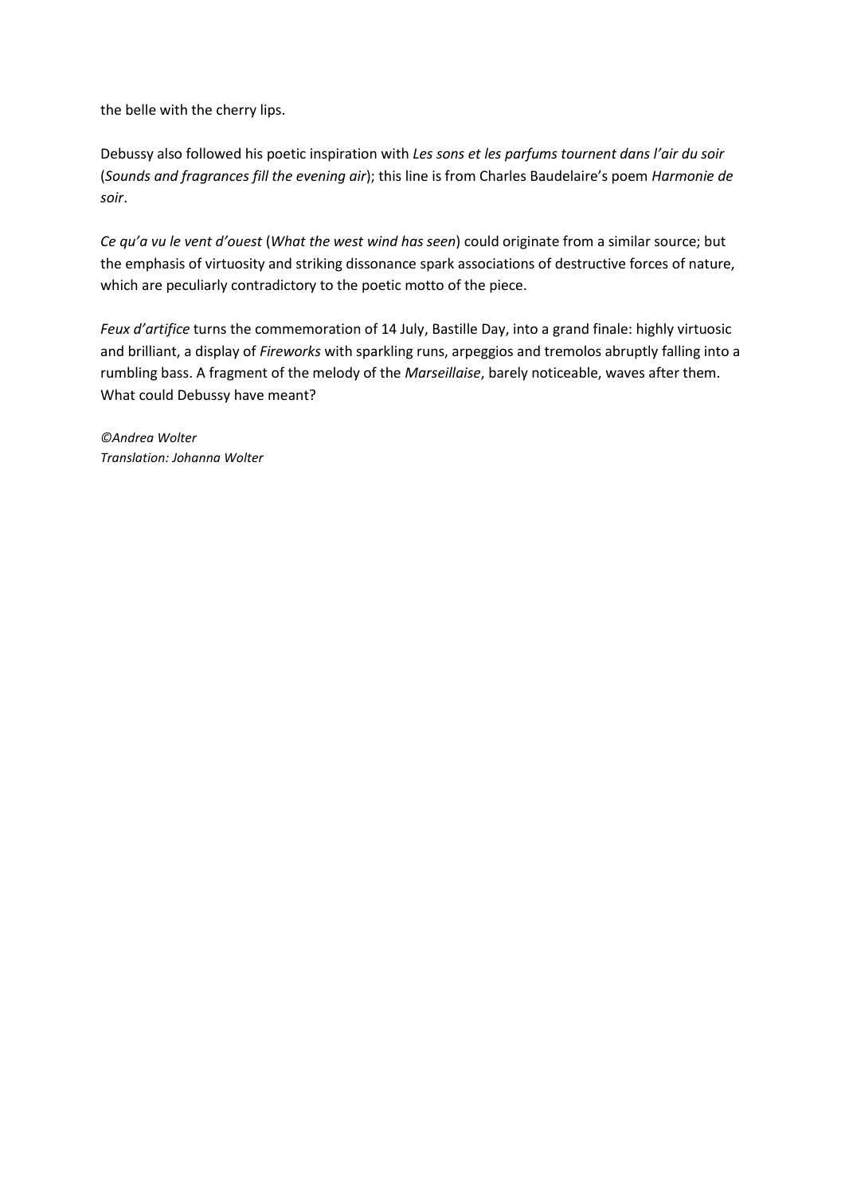the belle with the cherry lips.

Debussy also followed his poetic inspiration with *Les sons et les parfums tournent dans l'air du soir* (*Sounds and fragrances fill the evening air*); this line is from Charles Baudelaire's poem *Harmonie de soir*.

*Ce qu'a vu le vent d'ouest* (*What the west wind has seen*) could originate from a similar source; but the emphasis of virtuosity and striking dissonance spark associations of destructive forces of nature, which are peculiarly contradictory to the poetic motto of the piece.

*Feux d'artifice* turns the commemoration of 14 July, Bastille Day, into a grand finale: highly virtuosic and brilliant, a display of *Fireworks* with sparkling runs, arpeggios and tremolos abruptly falling into a rumbling bass. A fragment of the melody of the *Marseillaise*, barely noticeable, waves after them. What could Debussy have meant?

*©Andrea Wolter*
*Translation: Johanna Wolter*